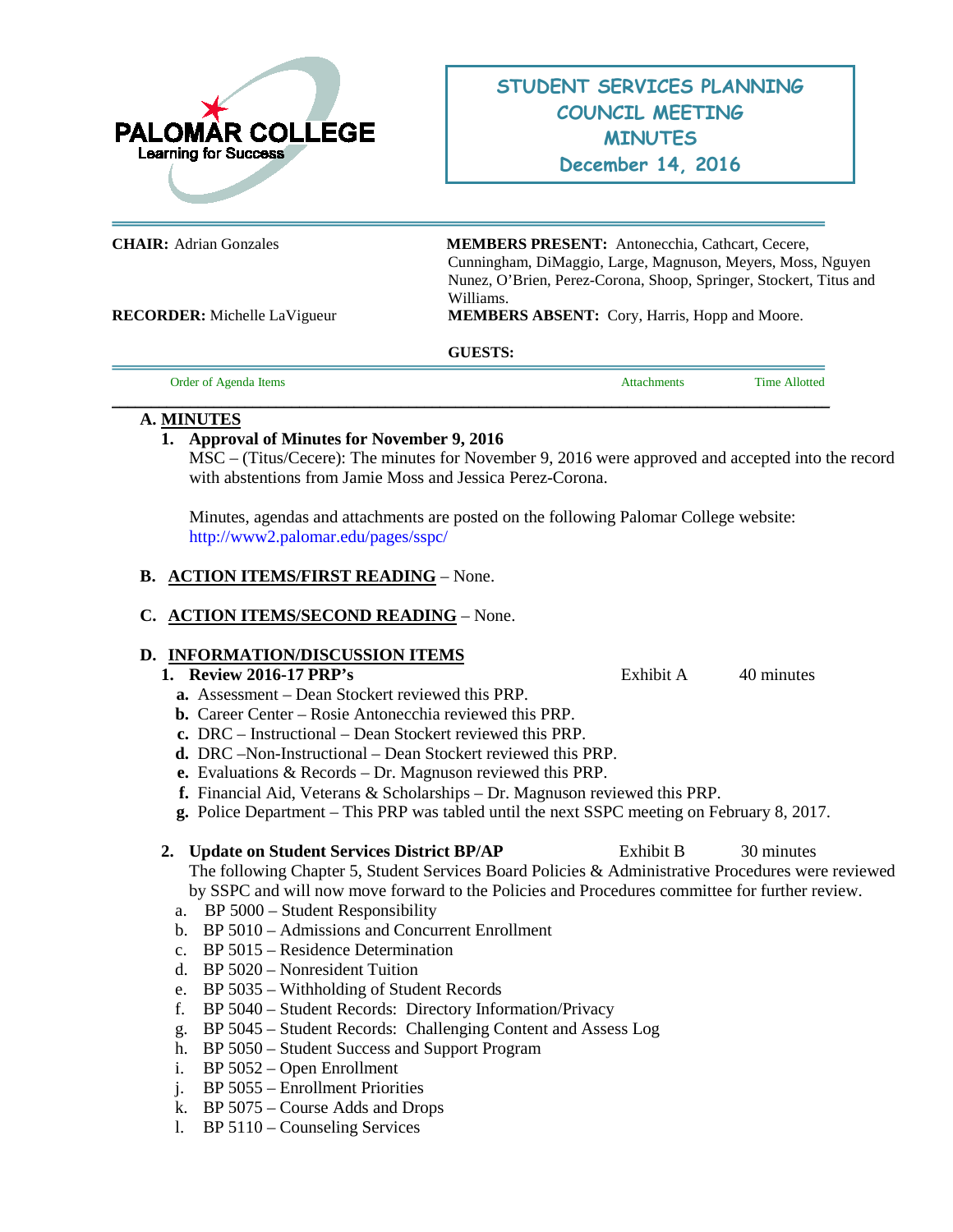PALOMAR COLLEGE
Learning for Success

# STUDENT SERVICES PLANNING COUNCIL MEETING MINUTES
## December 14, 2016

**CHAIR:** Adrian Gonzales

**MEMBERS PRESENT:** Antonecchia, Cathcart, Cecere, Cunningham, DiMaggio, Large, Magnuson, Meyers, Moss, Nguyen Nunez, O'Brien, Perez-Corona, Shoop, Springer, Stockert, Titus and Williams.

**RECORDER:** Michelle LaVigueur

**MEMBERS ABSENT:** Cory, Harris, Hopp and Moore.

**GUESTS:**

| Order of Agenda Items | Attachments | Time Allotted |
|---|---|---|

**A. MINUTES**

**1. Approval of Minutes for November 9, 2016**

MSC – (Titus/Cecere): The minutes for November 9, 2016 were approved and accepted into the record with abstentions from Jamie Moss and Jessica Perez-Corona.

Minutes, agendas and attachments are posted on the following Palomar College website: http://www2.palomar.edu/pages/sspc/

**B. ACTION ITEMS/FIRST READING** – None.

**C. ACTION ITEMS/SECOND READING** – None.

**D. INFORMATION/DISCUSSION ITEMS**

**1. Review 2016-17 PRP's** — Exhibit A — 40 minutes

- **a.** Assessment – Dean Stockert reviewed this PRP.
- **b.** Career Center – Rosie Antonecchia reviewed this PRP.
- **c.** DRC – Instructional – Dean Stockert reviewed this PRP.
- **d.** DRC –Non-Instructional – Dean Stockert reviewed this PRP.
- **e.** Evaluations & Records – Dr. Magnuson reviewed this PRP.
- **f.** Financial Aid, Veterans & Scholarships – Dr. Magnuson reviewed this PRP.
- **g.** Police Department – This PRP was tabled until the next SSPC meeting on February 8, 2017.

**2. Update on Student Services District BP/AP** — Exhibit B — 30 minutes

The following Chapter 5, Student Services Board Policies & Administrative Procedures were reviewed by SSPC and will now move forward to the Policies and Procedures committee for further review.

a. BP 5000 – Student Responsibility
b. BP 5010 – Admissions and Concurrent Enrollment
c. BP 5015 – Residence Determination
d. BP 5020 – Nonresident Tuition
e. BP 5035 – Withholding of Student Records
f. BP 5040 – Student Records: Directory Information/Privacy
g. BP 5045 – Student Records: Challenging Content and Assess Log
h. BP 5050 – Student Success and Support Program
i. BP 5052 – Open Enrollment
j. BP 5055 – Enrollment Priorities
k. BP 5075 – Course Adds and Drops
l. BP 5110 – Counseling Services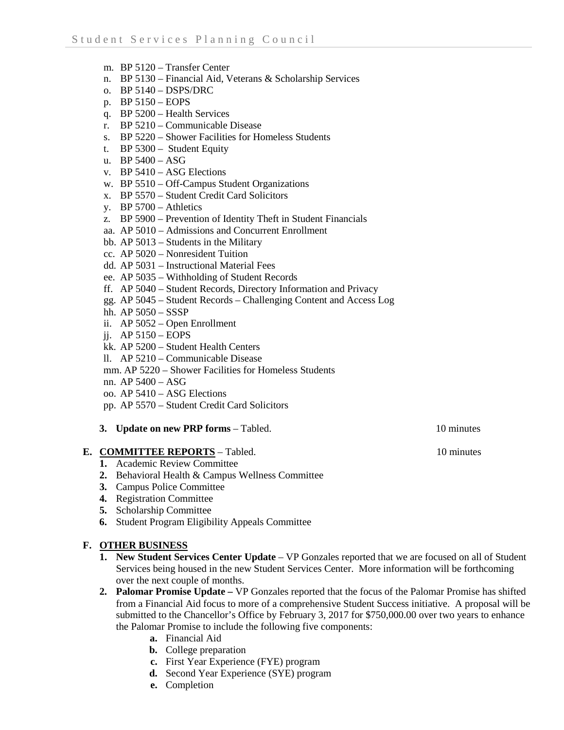m. BP 5120 – Transfer Center
n. BP 5130 – Financial Aid, Veterans & Scholarship Services
o. BP 5140 – DSPS/DRC
p. BP 5150 – EOPS
q. BP 5200 – Health Services
r. BP 5210 – Communicable Disease
s. BP 5220 – Shower Facilities for Homeless Students
t. BP 5300 – Student Equity
u. BP 5400 – ASG
v. BP 5410 – ASG Elections
w. BP 5510 – Off-Campus Student Organizations
x. BP 5570 – Student Credit Card Solicitors
y. BP 5700 – Athletics
z. BP 5900 – Prevention of Identity Theft in Student Financials
aa. AP 5010 – Admissions and Concurrent Enrollment
bb. AP 5013 – Students in the Military
cc. AP 5020 – Nonresident Tuition
dd. AP 5031 – Instructional Material Fees
ee. AP 5035 – Withholding of Student Records
ff. AP 5040 – Student Records, Directory Information and Privacy
gg. AP 5045 – Student Records – Challenging Content and Access Log
hh. AP 5050 – SSSP
ii. AP 5052 – Open Enrollment
jj. AP 5150 – EOPS
kk. AP 5200 – Student Health Centers
ll. AP 5210 – Communicable Disease
mm. AP 5220 – Shower Facilities for Homeless Students
nn. AP 5400 – ASG
oo. AP 5410 – ASG Elections
pp. AP 5570 – Student Credit Card Solicitors

3. **Update on new PRP forms** – Tabled. 10 minutes

**E. COMMITTEE REPORTS** – Tabled. 10 minutes

1. Academic Review Committee
2. Behavioral Health & Campus Wellness Committee
3. Campus Police Committee
4. Registration Committee
5. Scholarship Committee
6. Student Program Eligibility Appeals Committee

**F. OTHER BUSINESS**

1. **New Student Services Center Update** – VP Gonzales reported that we are focused on all of Student Services being housed in the new Student Services Center. More information will be forthcoming over the next couple of months.
2. **Palomar Promise Update –** VP Gonzales reported that the focus of the Palomar Promise has shifted from a Financial Aid focus to more of a comprehensive Student Success initiative. A proposal will be submitted to the Chancellor's Office by February 3, 2017 for $750,000.00 over two years to enhance the Palomar Promise to include the following five components:
   - **a.** Financial Aid
   - **b.** College preparation
   - **c.** First Year Experience (FYE) program
   - **d.** Second Year Experience (SYE) program
   - **e.** Completion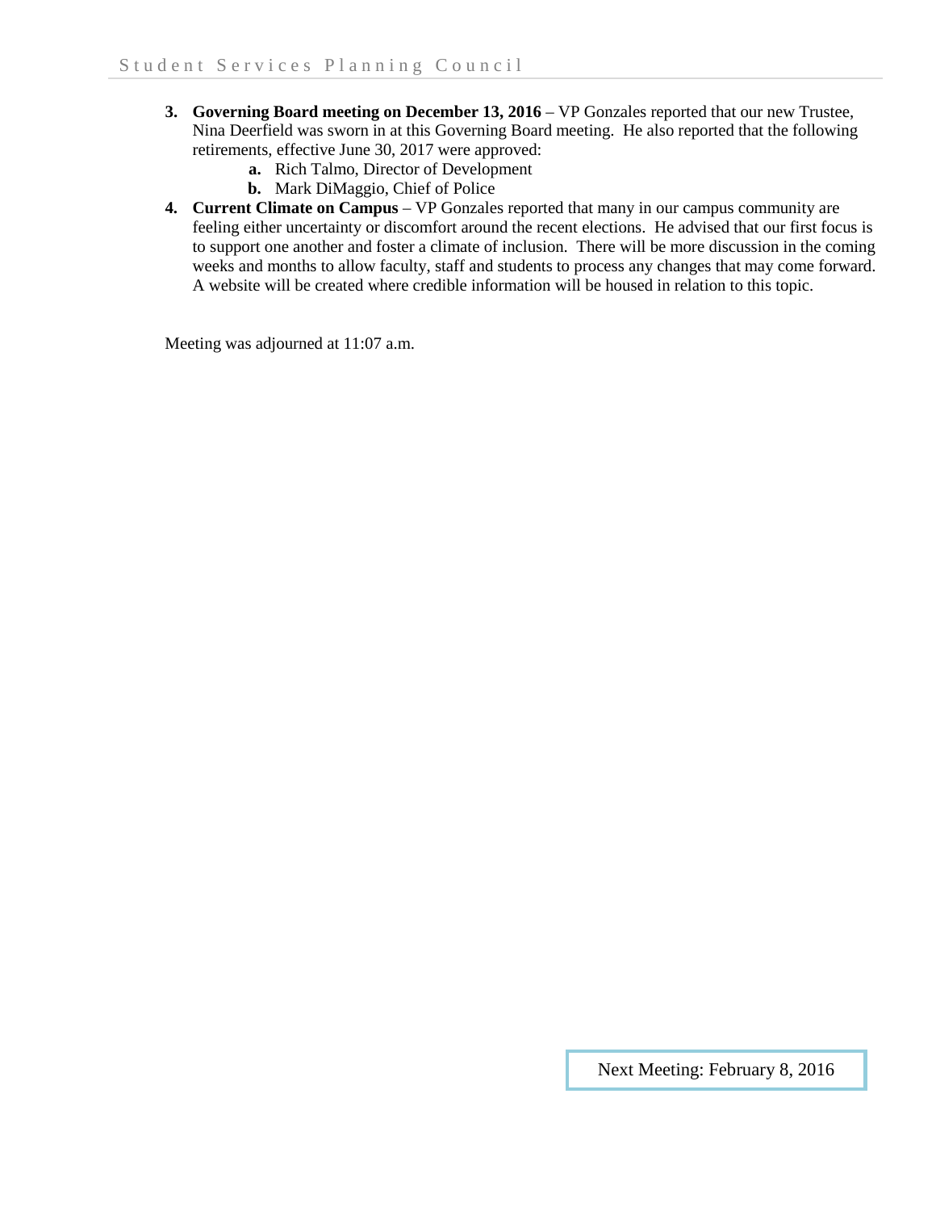3. **Governing Board meeting on December 13, 2016** – VP Gonzales reported that our new Trustee, Nina Deerfield was sworn in at this Governing Board meeting. He also reported that the following retirements, effective June 30, 2017 were approved:
    a. Rich Talmo, Director of Development
    b. Mark DiMaggio, Chief of Police
4. **Current Climate on Campus** – VP Gonzales reported that many in our campus community are feeling either uncertainty or discomfort around the recent elections. He advised that our first focus is to support one another and foster a climate of inclusion. There will be more discussion in the coming weeks and months to allow faculty, staff and students to process any changes that may come forward. A website will be created where credible information will be housed in relation to this topic.

Meeting was adjourned at 11:07 a.m.

Next Meeting: February 8, 2016